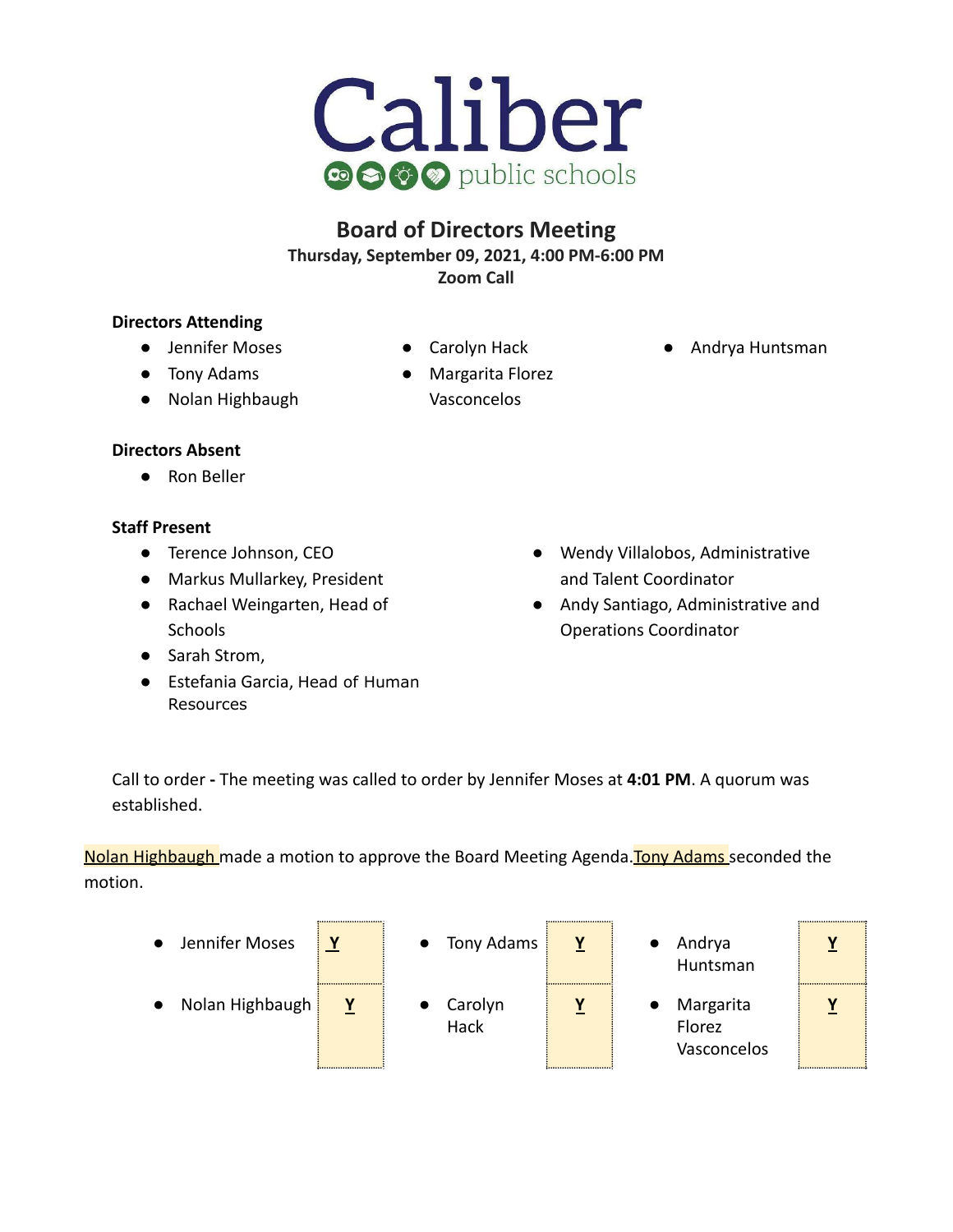# Caliber public schools

## Board of Directors Meeting

**Thursday, September 09, 2021, 4:00 PM-6:00 PM**
**Zoom Call**

**Directors Attending**

- Jennifer Moses
- Tony Adams
- Nolan Highbaugh
- Carolyn Hack
- Margarita Florez Vasconcelos
- Andrya Huntsman

**Directors Absent**

- Ron Beller

**Staff Present**

- Terence Johnson, CEO
- Markus Mullarkey, President
- Rachael Weingarten, Head of Schools
- Sarah Strom,
- Estefania Garcia, Head of Human Resources
- Wendy Villalobos, Administrative and Talent Coordinator
- Andy Santiago, Administrative and Operations Coordinator

Call to order **-** The meeting was called to order by Jennifer Moses at **4:01 PM**. A quorum was established.

Nolan Highbaugh made a motion to approve the Board Meeting Agenda. Tony Adams seconded the motion.

| Director | Vote | Director | Vote | Director | Vote |
|---|---|---|---|---|---|
| Jennifer Moses | Y | Tony Adams | Y | Andrya Huntsman | Y |
| Nolan Highbaugh | Y | Carolyn Hack | Y | Margarita Florez Vasconcelos | Y |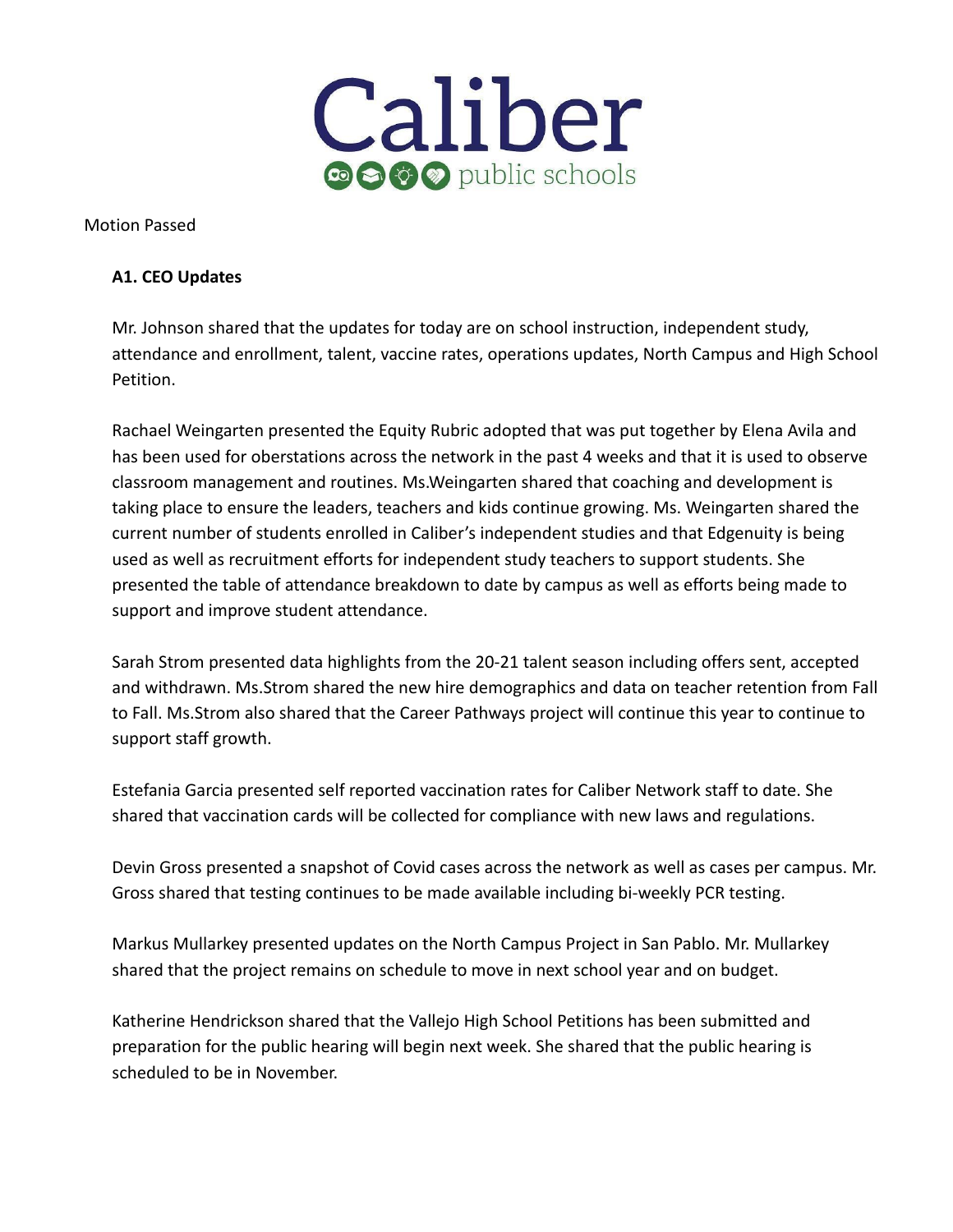Motion Passed

**A1. CEO Updates**

Mr. Johnson shared that the updates for today are on school instruction, independent study, attendance and enrollment, talent, vaccine rates, operations updates, North Campus and High School Petition.

Rachael Weingarten presented the Equity Rubric adopted that was put together by Elena Avila and has been used for oberstations across the network in the past 4 weeks and that it is used to observe classroom management and routines. Ms.Weingarten shared that coaching and development is taking place to ensure the leaders, teachers and kids continue growing. Ms. Weingarten shared the current number of students enrolled in Caliber's independent studies and that Edgenuity is being used as well as recruitment efforts for independent study teachers to support students. She presented the table of attendance breakdown to date by campus as well as efforts being made to support and improve student attendance.

Sarah Strom presented data highlights from the 20-21 talent season including offers sent, accepted and withdrawn. Ms.Strom shared the new hire demographics and data on teacher retention from Fall to Fall. Ms.Strom also shared that the Career Pathways project will continue this year to continue to support staff growth.

Estefania Garcia presented self reported vaccination rates for Caliber Network staff to date. She shared that vaccination cards will be collected for compliance with new laws and regulations.

Devin Gross presented a snapshot of Covid cases across the network as well as cases per campus. Mr. Gross shared that testing continues to be made available including bi-weekly PCR testing.

Markus Mullarkey presented updates on the North Campus Project in San Pablo. Mr. Mullarkey shared that the project remains on schedule to move in next school year and on budget.

Katherine Hendrickson shared that the Vallejo High School Petitions has been submitted and preparation for the public hearing will begin next week. She shared that the public hearing is scheduled to be in November.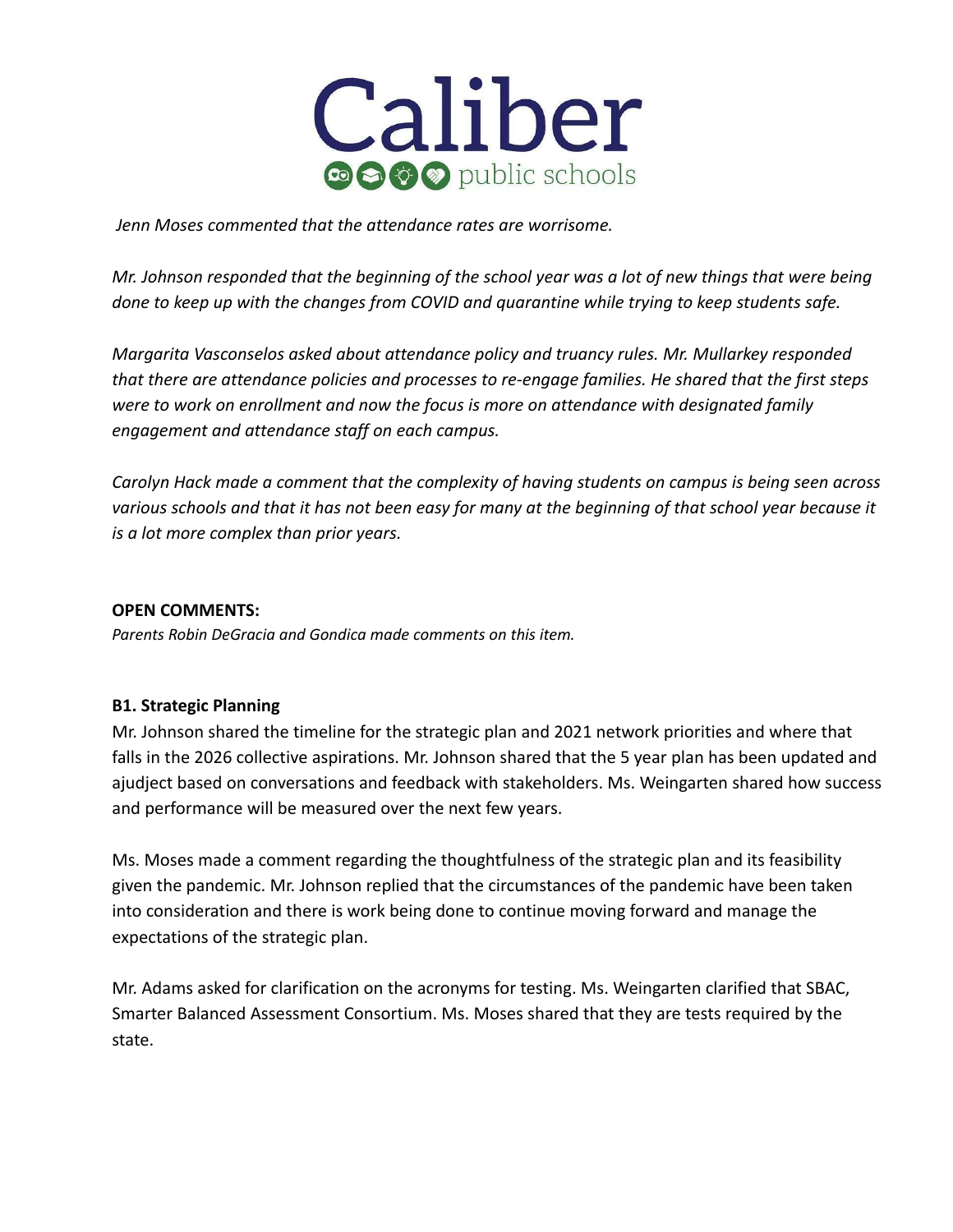*Jenn Moses commented that the attendance rates are worrisome.*

*Mr. Johnson responded that the beginning of the school year was a lot of new things that were being done to keep up with the changes from COVID and quarantine while trying to keep students safe.*

*Margarita Vasconselos asked about attendance policy and truancy rules. Mr. Mullarkey responded that there are attendance policies and processes to re-engage families. He shared that the first steps were to work on enrollment and now the focus is more on attendance with designated family engagement and attendance staff on each campus.*

*Carolyn Hack made a comment that the complexity of having students on campus is being seen across various schools and that it has not been easy for many at the beginning of that school year because it is a lot more complex than prior years.*

**OPEN COMMENTS:**

*Parents Robin DeGracia and Gondica made comments on this item.*

**B1. Strategic Planning**

Mr. Johnson shared the timeline for the strategic plan and 2021 network priorities and where that falls in the 2026 collective aspirations. Mr. Johnson shared that the 5 year plan has been updated and ajudject based on conversations and feedback with stakeholders. Ms. Weingarten shared how success and performance will be measured over the next few years.

Ms. Moses made a comment regarding the thoughtfulness of the strategic plan and its feasibility given the pandemic. Mr. Johnson replied that the circumstances of the pandemic have been taken into consideration and there is work being done to continue moving forward and manage the expectations of the strategic plan.

Mr. Adams asked for clarification on the acronyms for testing. Ms. Weingarten clarified that SBAC, Smarter Balanced Assessment Consortium. Ms. Moses shared that they are tests required by the state.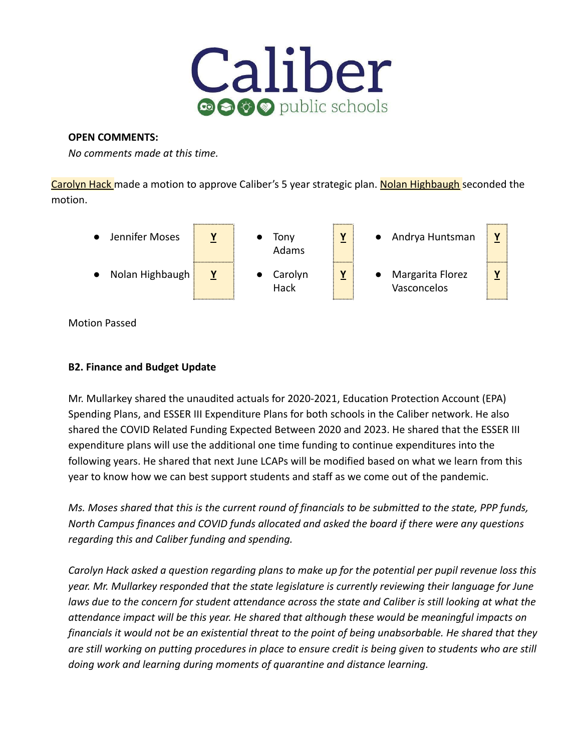**OPEN COMMENTS:**

*No comments made at this time.*

Carolyn Hack made a motion to approve Caliber's 5 year strategic plan. Nolan Highbaugh seconded the motion.

| Member | Vote | Member | Vote | Member | Vote |
|---|---|---|---|---|---|
| Jennifer Moses | Y | Tony Adams | Y | Andrya Huntsman | Y |
| Nolan Highbaugh | Y | Carolyn Hack | Y | Margarita Florez Vasconcelos | Y |

Motion Passed

**B2. Finance and Budget Update**

Mr. Mullarkey shared the unaudited actuals for 2020-2021, Education Protection Account (EPA) Spending Plans, and ESSER III Expenditure Plans for both schools in the Caliber network. He also shared the COVID Related Funding Expected Between 2020 and 2023. He shared that the ESSER III expenditure plans will use the additional one time funding to continue expenditures into the following years. He shared that next June LCAPs will be modified based on what we learn from this year to know how we can best support students and staff as we come out of the pandemic.

*Ms. Moses shared that this is the current round of financials to be submitted to the state, PPP funds, North Campus finances and COVID funds allocated and asked the board if there were any questions regarding this and Caliber funding and spending.*

*Carolyn Hack asked a question regarding plans to make up for the potential per pupil revenue loss this year. Mr. Mullarkey responded that the state legislature is currently reviewing their language for June laws due to the concern for student attendance across the state and Caliber is still looking at what the attendance impact will be this year. He shared that although these would be meaningful impacts on financials it would not be an existential threat to the point of being unabsorbable. He shared that they are still working on putting procedures in place to ensure credit is being given to students who are still doing work and learning during moments of quarantine and distance learning.*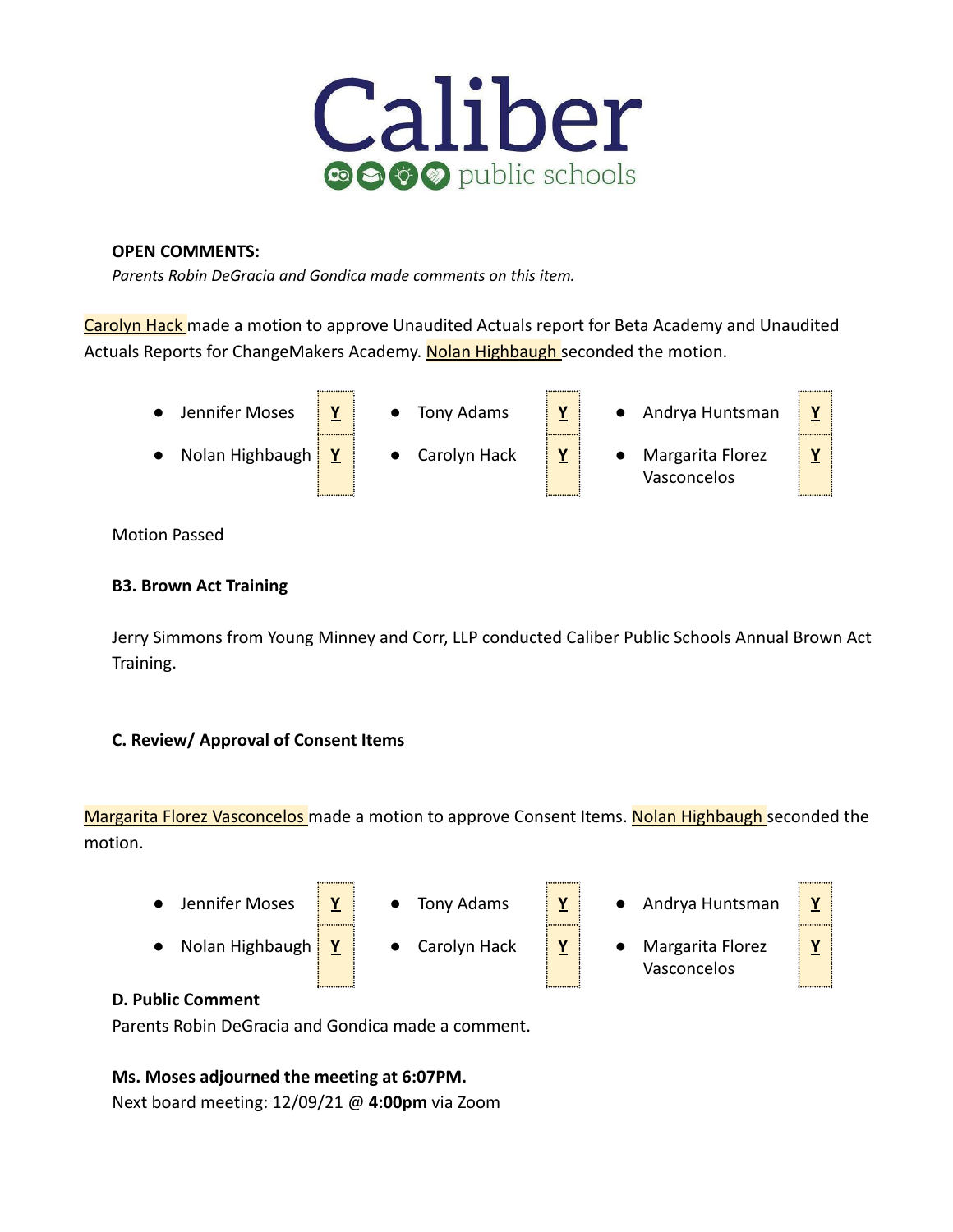**OPEN COMMENTS:**

*Parents Robin DeGracia and Gondica made comments on this item.*

Carolyn Hack made a motion to approve Unaudited Actuals report for Beta Academy and Unaudited Actuals Reports for ChangeMakers Academy. Nolan Highbaugh seconded the motion.

| | | | | | |
|---|---|---|---|---|---|
| Jennifer Moses | **Y** | Tony Adams | **Y** | Andrya Huntsman | **Y** |
| Nolan Highbaugh | **Y** | Carolyn Hack | **Y** | Margarita Florez Vasconcelos | **Y** |

Motion Passed

**B3. Brown Act Training**

Jerry Simmons from Young Minney and Corr, LLP conducted Caliber Public Schools Annual Brown Act Training.

**C. Review/ Approval of Consent Items**

Margarita Florez Vasconcelos made a motion to approve Consent Items. Nolan Highbaugh seconded the motion.

| | | | | | |
|---|---|---|---|---|---|
| Jennifer Moses | **Y** | Tony Adams | **Y** | Andrya Huntsman | **Y** |
| Nolan Highbaugh | **Y** | Carolyn Hack | **Y** | Margarita Florez Vasconcelos | **Y** |

**D. Public Comment**

Parents Robin DeGracia and Gondica made a comment.

**Ms. Moses adjourned the meeting at 6:07PM.**

Next board meeting: 12/09/21 @ **4:00pm** via Zoom